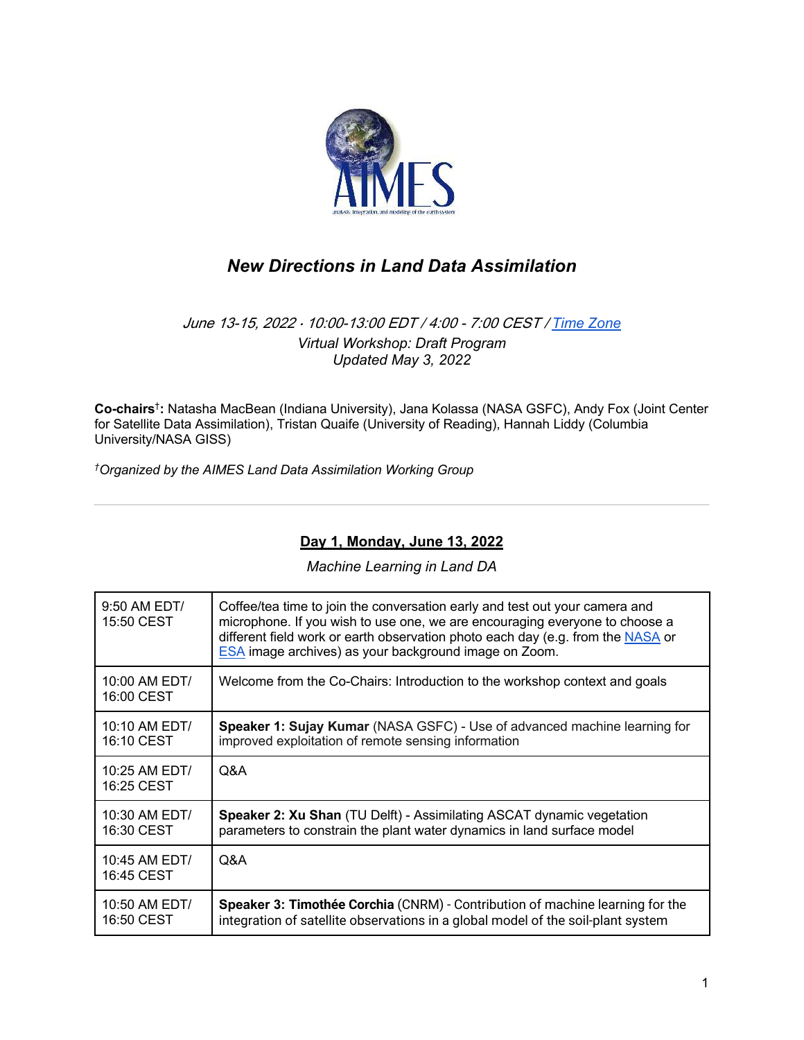# New Directions in Land Data Assimilation

*June 13-15, 2022 · 10:00-13:00 EDT / 4:00 - 7:00 CEST / [Time Zone](#)*
*Virtual Workshop: Draft Program*
*Updated May 3, 2022*

**Co-chairs†:** Natasha MacBean (Indiana University), Jana Kolassa (NASA GSFC), Andy Fox (Joint Center for Satellite Data Assimilation), Tristan Quaife (University of Reading), Hannah Liddy (Columbia University/NASA GISS)

*†Organized by the AIMES Land Data Assimilation Working Group*

---

## Day 1, Monday, June 13, 2022

*Machine Learning in Land DA*

| Time | Session |
|---|---|
| 9:50 AM EDT/ 15:50 CEST | Coffee/tea time to join the conversation early and test out your camera and microphone. If you wish to use one, we are encouraging everyone to choose a different field work or earth observation photo each day (e.g. from the NASA or ESA image archives) as your background image on Zoom. |
| 10:00 AM EDT/ 16:00 CEST | Welcome from the Co-Chairs: Introduction to the workshop context and goals |
| 10:10 AM EDT/ 16:10 CEST | **Speaker 1: Sujay Kumar** (NASA GSFC) - Use of advanced machine learning for improved exploitation of remote sensing information |
| 10:25 AM EDT/ 16:25 CEST | Q&A |
| 10:30 AM EDT/ 16:30 CEST | **Speaker 2: Xu Shan** (TU Delft) - Assimilating ASCAT dynamic vegetation parameters to constrain the plant water dynamics in land surface model |
| 10:45 AM EDT/ 16:45 CEST | Q&A |
| 10:50 AM EDT/ 16:50 CEST | **Speaker 3: Timothée Corchia** (CNRM) - Contribution of machine learning for the integration of satellite observations in a global model of the soil-plant system |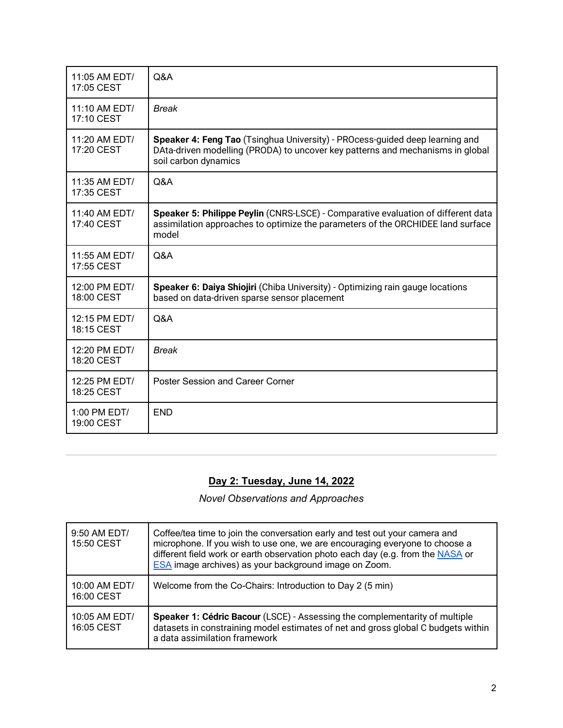| 11:05 AM EDT/ 17:05 CEST | Q&A |
|---|---|
| 11:10 AM EDT/ 17:10 CEST | *Break* |
| 11:20 AM EDT/ 17:20 CEST | **Speaker 4: Feng Tao** (Tsinghua University) - PROcess-guided deep learning and DAta-driven modelling (PRODA) to uncover key patterns and mechanisms in global soil carbon dynamics |
| 11:35 AM EDT/ 17:35 CEST | Q&A |
| 11:40 AM EDT/ 17:40 CEST | **Speaker 5: Philippe Peylin** (CNRS-LSCE) - Comparative evaluation of different data assimilation approaches to optimize the parameters of the ORCHIDEE land surface model |
| 11:55 AM EDT/ 17:55 CEST | Q&A |
| 12:00 PM EDT/ 18:00 CEST | **Speaker 6: Daiya Shiojiri** (Chiba University) - Optimizing rain gauge locations based on data-driven sparse sensor placement |
| 12:15 PM EDT/ 18:15 CEST | Q&A |
| 12:20 PM EDT/ 18:20 CEST | *Break* |
| 12:25 PM EDT/ 18:25 CEST | Poster Session and Career Corner |
| 1:00 PM EDT/ 19:00 CEST | END |

---

## Day 2: Tuesday, June 14, 2022

*Novel Observations and Approaches*

| 9:50 AM EDT/ 15:50 CEST | Coffee/tea time to join the conversation early and test out your camera and microphone. If you wish to use one, we are encouraging everyone to choose a different field work or earth observation photo each day (e.g. from the NASA or ESA image archives) as your background image on Zoom. |
|---|---|
| 10:00 AM EDT/ 16:00 CEST | Welcome from the Co-Chairs: Introduction to Day 2 (5 min) |
| 10:05 AM EDT/ 16:05 CEST | **Speaker 1: Cédric Bacour** (LSCE) - Assessing the complementarity of multiple datasets in constraining model estimates of net and gross global C budgets within a data assimilation framework |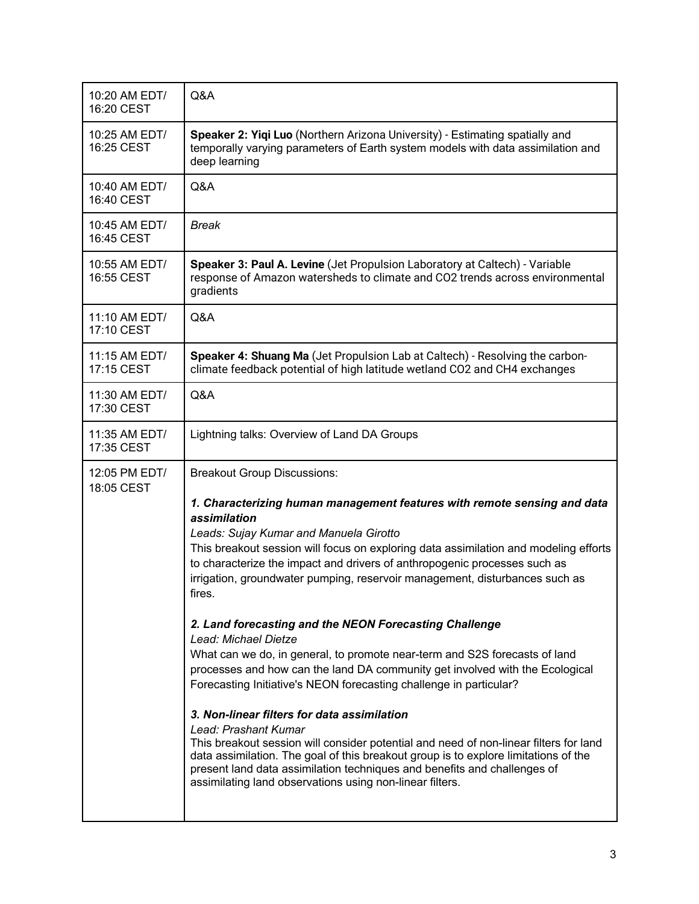| | |
|---|---|
| 10:20 AM EDT/ 16:20 CEST | Q&A |
| 10:25 AM EDT/ 16:25 CEST | **Speaker 2: Yiqi Luo** (Northern Arizona University) - Estimating spatially and temporally varying parameters of Earth system models with data assimilation and deep learning |
| 10:40 AM EDT/ 16:40 CEST | Q&A |
| 10:45 AM EDT/ 16:45 CEST | *Break* |
| 10:55 AM EDT/ 16:55 CEST | **Speaker 3: Paul A. Levine** (Jet Propulsion Laboratory at Caltech) - Variable response of Amazon watersheds to climate and $CO_2$ trends across environmental gradients |
| 11:10 AM EDT/ 17:10 CEST | Q&A |
| 11:15 AM EDT/ 17:15 CEST | **Speaker 4: Shuang Ma** (Jet Propulsion Lab at Caltech) - Resolving the carbon-climate feedback potential of high latitude wetland $CO_2$ and $CH_4$ exchanges |
| 11:30 AM EDT/ 17:30 CEST | Q&A |
| 11:35 AM EDT/ 17:35 CEST | Lightning talks: Overview of Land DA Groups |
| 12:05 PM EDT/ 18:05 CEST | Breakout Group Discussions:<br><br>***1. Characterizing human management features with remote sensing and data assimilation***<br>*Leads: Sujay Kumar and Manuela Girotto*<br>This breakout session will focus on exploring data assimilation and modeling efforts to characterize the impact and drivers of anthropogenic processes such as irrigation, groundwater pumping, reservoir management, disturbances such as fires.<br><br>***2. Land forecasting and the NEON Forecasting Challenge***<br>*Lead: Michael Dietze*<br>What can we do, in general, to promote near-term and S2S forecasts of land processes and how can the land DA community get involved with the Ecological Forecasting Initiative's NEON forecasting challenge in particular?<br><br>***3. Non-linear filters for data assimilation***<br>*Lead: Prashant Kumar*<br>This breakout session will consider potential and need of non-linear filters for land data assimilation. The goal of this breakout group is to explore limitations of the present land data assimilation techniques and benefits and challenges of assimilating land observations using non-linear filters. |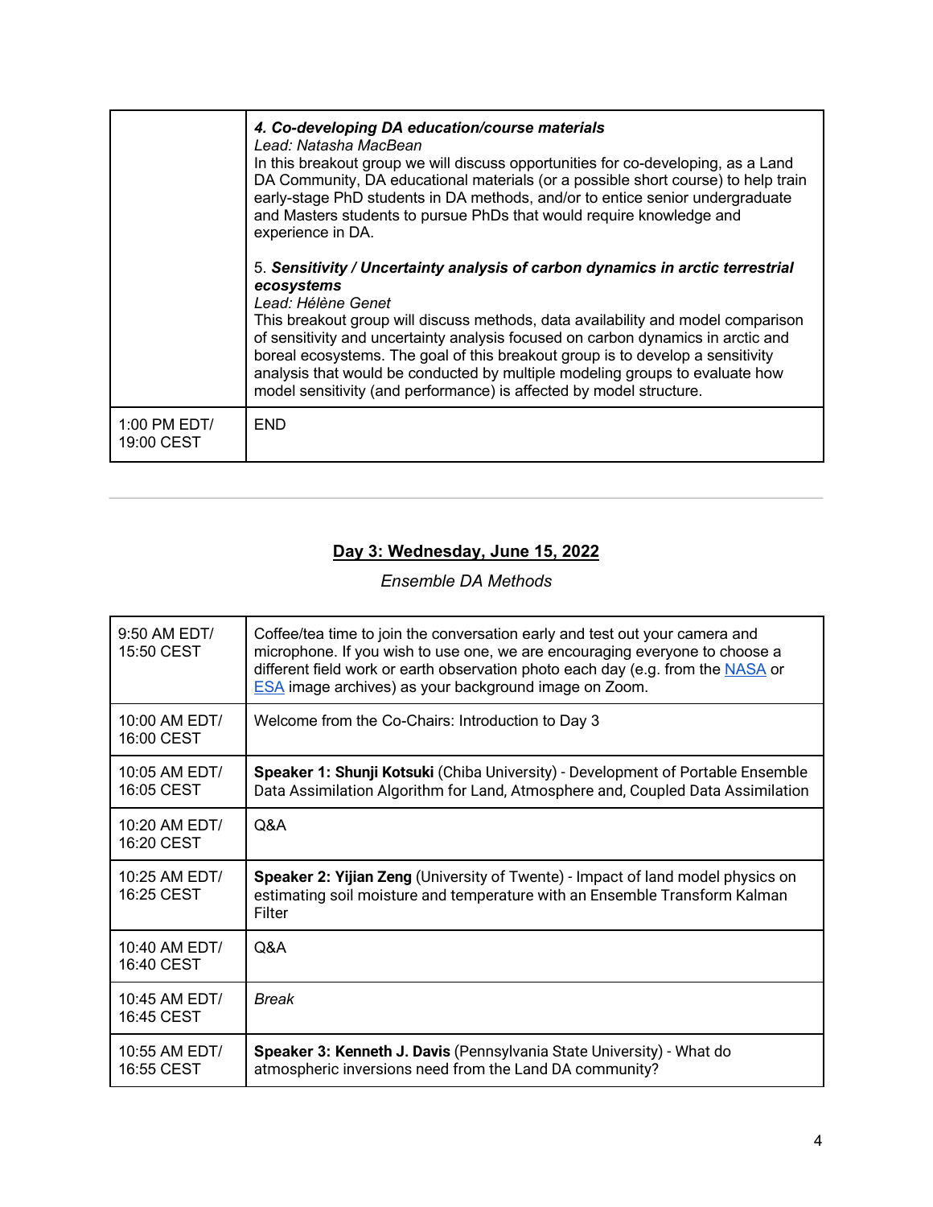| | |
|---|---|
| | ***4. Co-developing DA education/course materials*** <br> *Lead: Natasha MacBean* <br> In this breakout group we will discuss opportunities for co-developing, as a Land DA Community, DA educational materials (or a possible short course) to help train early-stage PhD students in DA methods, and/or to entice senior undergraduate and Masters students to pursue PhDs that would require knowledge and experience in DA. <br><br> 5. ***Sensitivity / Uncertainty analysis of carbon dynamics in arctic terrestrial ecosystems*** <br> *Lead: Hélène Genet* <br> This breakout group will discuss methods, data availability and model comparison of sensitivity and uncertainty analysis focused on carbon dynamics in arctic and boreal ecosystems. The goal of this breakout group is to develop a sensitivity analysis that would be conducted by multiple modeling groups to evaluate how model sensitivity (and performance) is affected by model structure. |
| 1:00 PM EDT/ 19:00 CEST | END |

---

## Day 3: Wednesday, June 15, 2022

*Ensemble DA Methods*

| | |
|---|---|
| 9:50 AM EDT/ 15:50 CEST | Coffee/tea time to join the conversation early and test out your camera and microphone. If you wish to use one, we are encouraging everyone to choose a different field work or earth observation photo each day (e.g. from the NASA or ESA image archives) as your background image on Zoom. |
| 10:00 AM EDT/ 16:00 CEST | Welcome from the Co-Chairs: Introduction to Day 3 |
| 10:05 AM EDT/ 16:05 CEST | **Speaker 1: Shunji Kotsuki** (Chiba University) - Development of Portable Ensemble Data Assimilation Algorithm for Land, Atmosphere and, Coupled Data Assimilation |
| 10:20 AM EDT/ 16:20 CEST | Q&A |
| 10:25 AM EDT/ 16:25 CEST | **Speaker 2: Yijian Zeng** (University of Twente) - Impact of land model physics on estimating soil moisture and temperature with an Ensemble Transform Kalman Filter |
| 10:40 AM EDT/ 16:40 CEST | Q&A |
| 10:45 AM EDT/ 16:45 CEST | *Break* |
| 10:55 AM EDT/ 16:55 CEST | **Speaker 3: Kenneth J. Davis** (Pennsylvania State University) - What do atmospheric inversions need from the Land DA community? |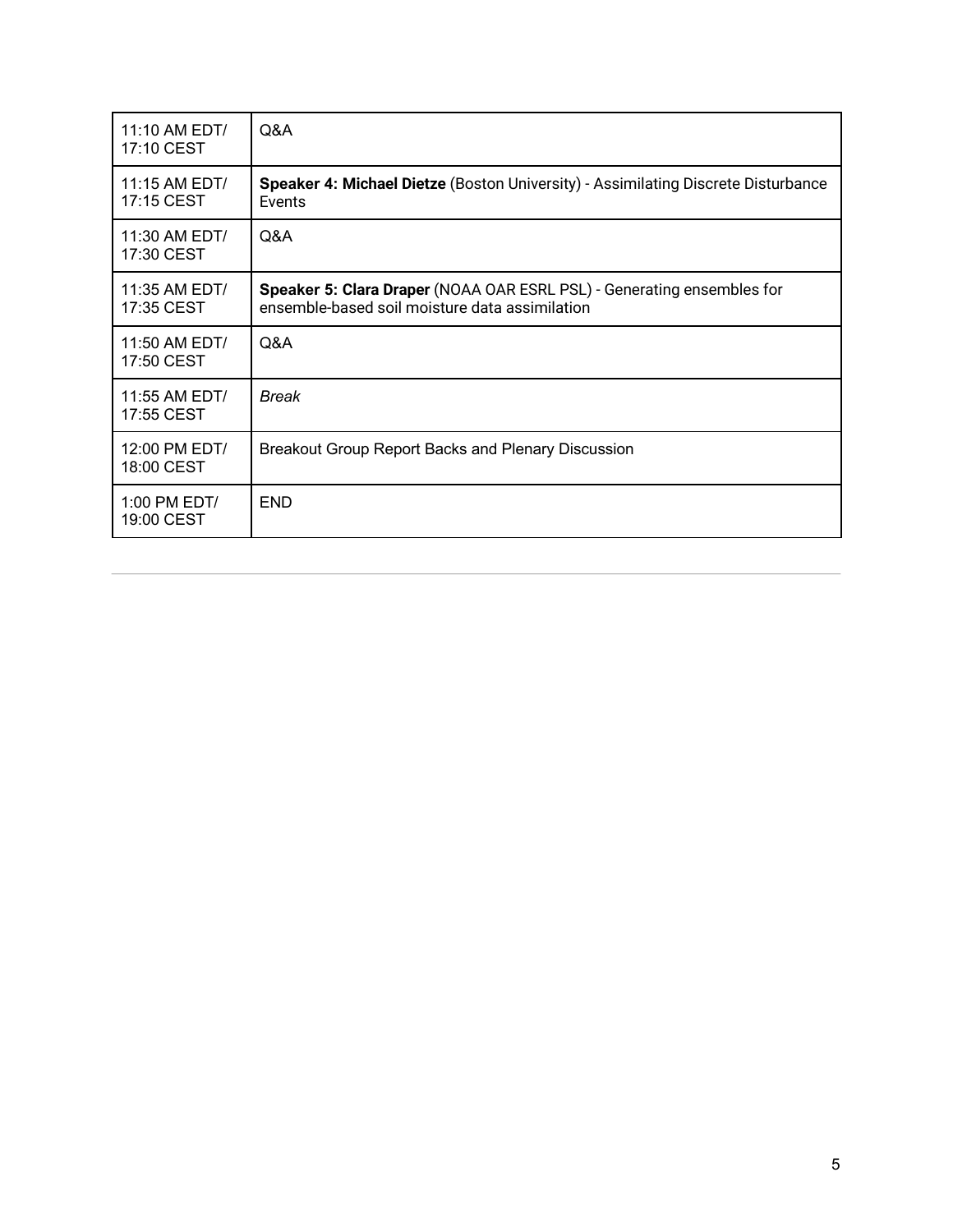| | |
|---|---|
| 11:10 AM EDT/ 17:10 CEST | Q&A |
| 11:15 AM EDT/ 17:15 CEST | **Speaker 4: Michael Dietze** (Boston University) - Assimilating Discrete Disturbance Events |
| 11:30 AM EDT/ 17:30 CEST | Q&A |
| 11:35 AM EDT/ 17:35 CEST | **Speaker 5: Clara Draper** (NOAA OAR ESRL PSL) - Generating ensembles for ensemble-based soil moisture data assimilation |
| 11:50 AM EDT/ 17:50 CEST | Q&A |
| 11:55 AM EDT/ 17:55 CEST | *Break* |
| 12:00 PM EDT/ 18:00 CEST | Breakout Group Report Backs and Plenary Discussion |
| 1:00 PM EDT/ 19:00 CEST | END |

---